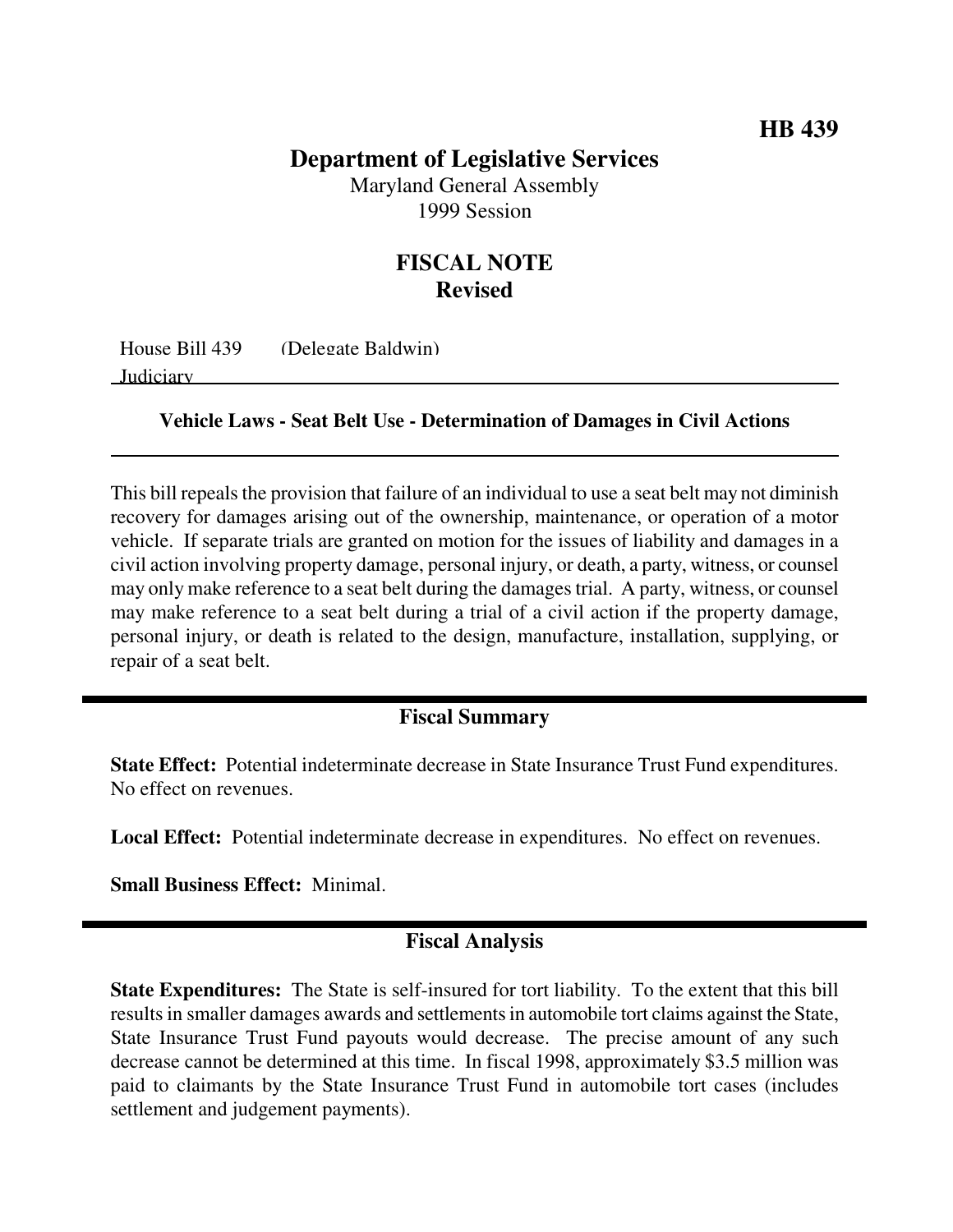HB 439

# Department of Legislative Services

Maryland General Assembly
1999 Session

## FISCAL NOTE
## Revised

House Bill 439 (Delegate Baldwin)
Judiciary

### Vehicle Laws - Seat Belt Use - Determination of Damages in Civil Actions

This bill repeals the provision that failure of an individual to use a seat belt may not diminish recovery for damages arising out of the ownership, maintenance, or operation of a motor vehicle. If separate trials are granted on motion for the issues of liability and damages in a civil action involving property damage, personal injury, or death, a party, witness, or counsel may only make reference to a seat belt during the damages trial. A party, witness, or counsel may make reference to a seat belt during a trial of a civil action if the property damage, personal injury, or death is related to the design, manufacture, installation, supplying, or repair of a seat belt.

## Fiscal Summary

**State Effect:** Potential indeterminate decrease in State Insurance Trust Fund expenditures. No effect on revenues.

**Local Effect:** Potential indeterminate decrease in expenditures. No effect on revenues.

**Small Business Effect:** Minimal.

## Fiscal Analysis

**State Expenditures:** The State is self-insured for tort liability. To the extent that this bill results in smaller damages awards and settlements in automobile tort claims against the State, State Insurance Trust Fund payouts would decrease. The precise amount of any such decrease cannot be determined at this time. In fiscal 1998, approximately $3.5 million was paid to claimants by the State Insurance Trust Fund in automobile tort cases (includes settlement and judgement payments).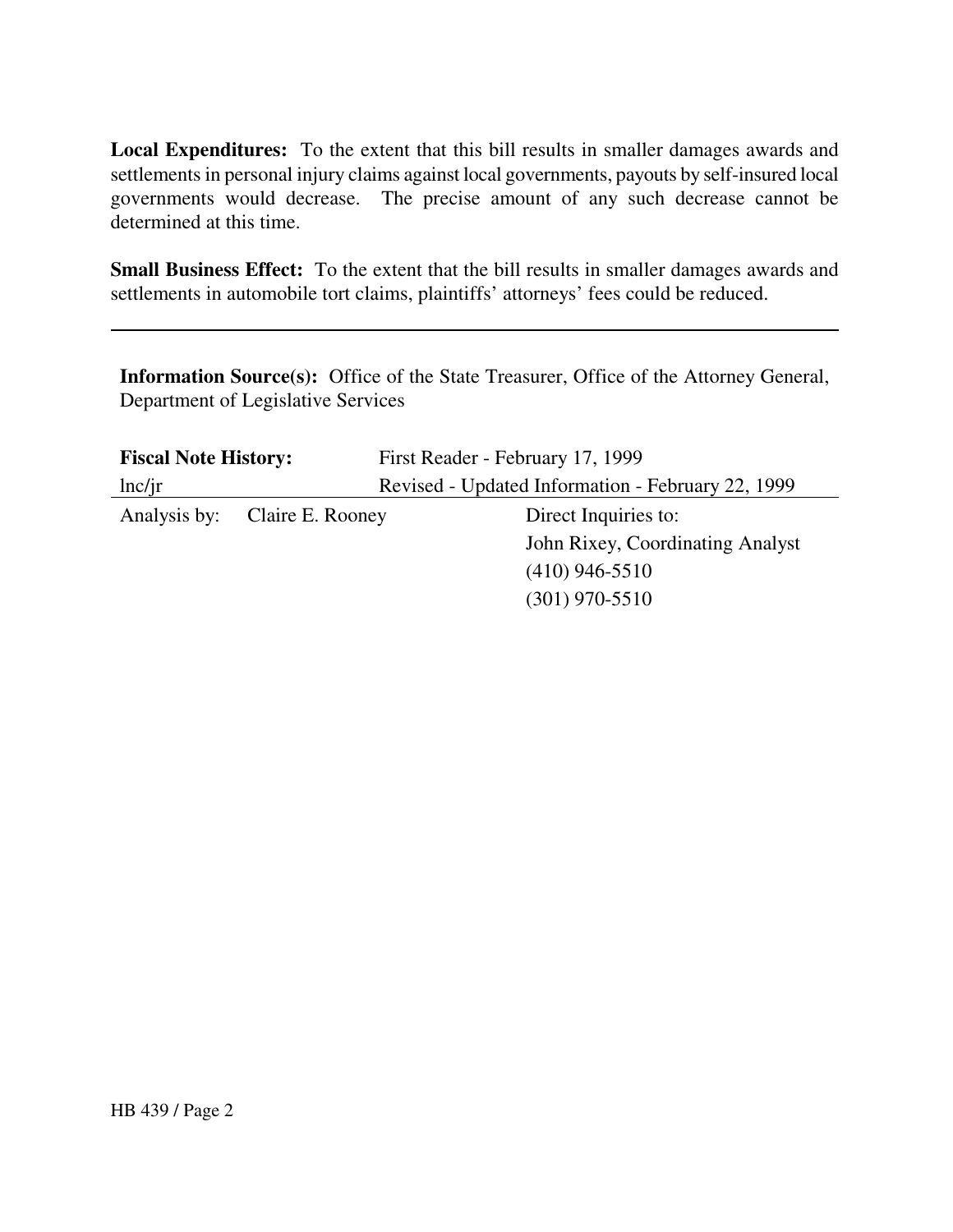**Local Expenditures:** To the extent that this bill results in smaller damages awards and settlements in personal injury claims against local governments, payouts by self-insured local governments would decrease. The precise amount of any such decrease cannot be determined at this time.

**Small Business Effect:** To the extent that the bill results in smaller damages awards and settlements in automobile tort claims, plaintiffs' attorneys' fees could be reduced.

---

**Information Source(s):** Office of the State Treasurer, Office of the Attorney General, Department of Legislative Services

| | |
|---|---|
| **Fiscal Note History:** | First Reader - February 17, 1999 |
| lnc/jr | Revised - Updated Information - February 22, 1999 |

Analysis by: Claire E. Rooney

Direct Inquiries to:
John Rixey, Coordinating Analyst
(410) 946-5510
(301) 970-5510